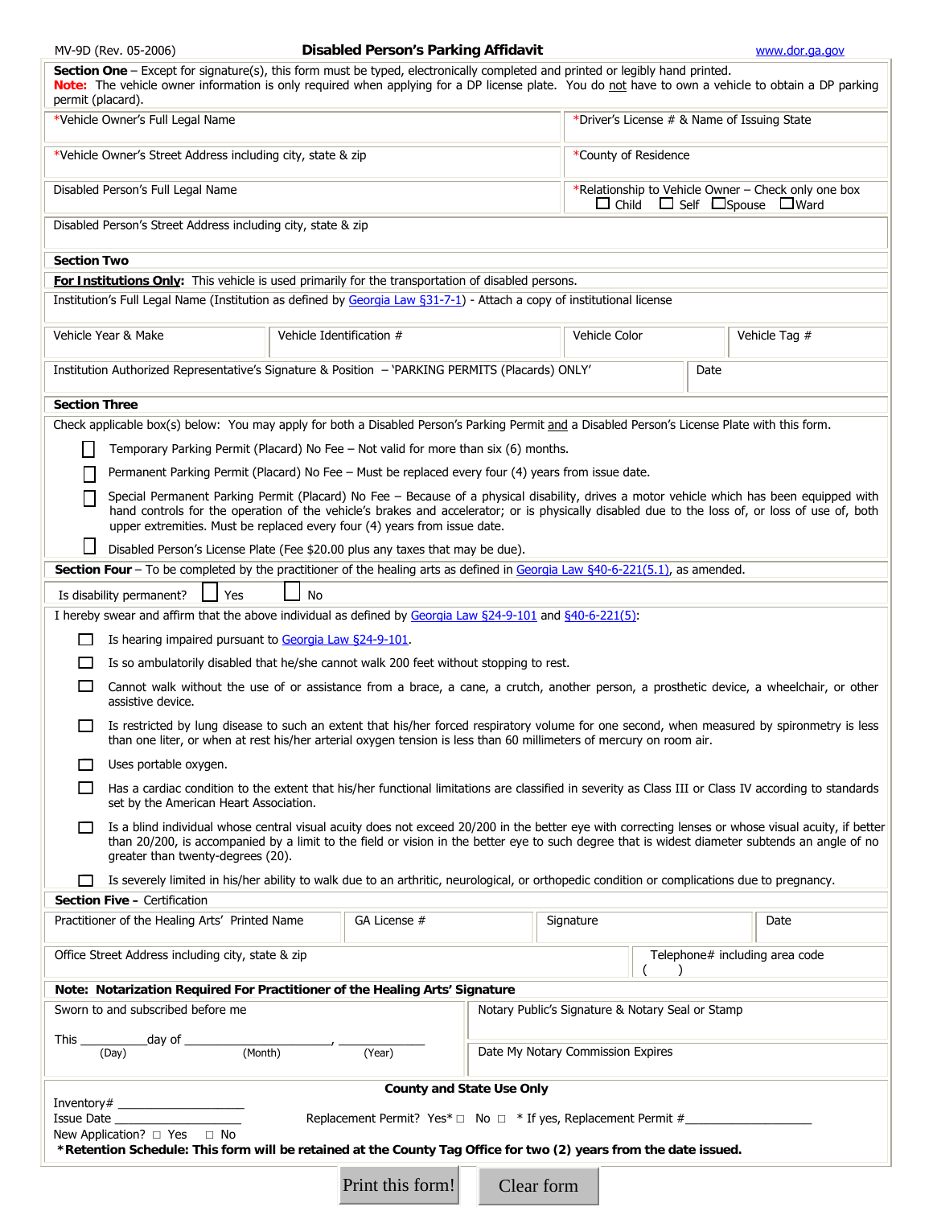MV-9D (Rev. 05-2006)

# Disabled Person's Parking Affidavit

www.dor.ga.gov

**Section One** – Except for signature(s), this form must be typed, electronically completed and printed or legibly hand printed.
**Note:** The vehicle owner information is only required when applying for a DP license plate. You do not have to own a vehicle to obtain a DP parking permit (placard).

| *Vehicle Owner's Full Legal Name | *Driver's License # & Name of Issuing State |
|---|---|
| *Vehicle Owner's Street Address including city, state & zip | *County of Residence |
| Disabled Person's Full Legal Name | *Relationship to Vehicle Owner – Check only one box ☐ Child ☐ Self ☐ Spouse ☐ Ward |
| Disabled Person's Street Address including city, state & zip | |

## Section Two

**For Institutions Only:** This vehicle is used primarily for the transportation of disabled persons.

Institution's Full Legal Name (Institution as defined by Georgia Law §31-7-1) - Attach a copy of institutional license

| Vehicle Year & Make | Vehicle Identification # | Vehicle Color | Vehicle Tag # |
|---|---|---|---|

| Institution Authorized Representative's Signature & Position – 'PARKING PERMITS (Placards) ONLY' | Date |
|---|---|

## Section Three

Check applicable box(s) below: You may apply for both a Disabled Person's Parking Permit and a Disabled Person's License Plate with this form.

- ☐ Temporary Parking Permit (Placard) No Fee – Not valid for more than six (6) months.
- ☐ Permanent Parking Permit (Placard) No Fee – Must be replaced every four (4) years from issue date.
- ☐ Special Permanent Parking Permit (Placard) No Fee – Because of a physical disability, drives a motor vehicle which has been equipped with hand controls for the operation of the vehicle's brakes and accelerator; or is physically disabled due to the loss of, or loss of use of, both upper extremities. Must be replaced every four (4) years from issue date.
- ☐ Disabled Person's License Plate (Fee $20.00 plus any taxes that may be due).

**Section Four** – To be completed by the practitioner of the healing arts as defined in Georgia Law §40-6-221(5.1), as amended.

Is disability permanent? ☐ Yes ☐ No

I hereby swear and affirm that the above individual as defined by Georgia Law §24-9-101 and §40-6-221(5):

- ☐ Is hearing impaired pursuant to Georgia Law §24-9-101.
- ☐ Is so ambulatorily disabled that he/she cannot walk 200 feet without stopping to rest.
- ☐ Cannot walk without the use of or assistance from a brace, a cane, a crutch, another person, a prosthetic device, a wheelchair, or other assistive device.
- ☐ Is restricted by lung disease to such an extent that his/her forced respiratory volume for one second, when measured by spironmetry is less than one liter, or when at rest his/her arterial oxygen tension is less than 60 millimeters of mercury on room air.
- ☐ Uses portable oxygen.
- ☐ Has a cardiac condition to the extent that his/her functional limitations are classified in severity as Class III or Class IV according to standards set by the American Heart Association.
- ☐ Is a blind individual whose central visual acuity does not exceed 20/200 in the better eye with correcting lenses or whose visual acuity, if better than 20/200, is accompanied by a limit to the field or vision in the better eye to such degree that is widest diameter subtends an angle of no greater than twenty-degrees (20).
- ☐ Is severely limited in his/her ability to walk due to an arthritic, neurological, or orthopedic condition or complications due to pregnancy.

**Section Five** – Certification

| Practitioner of the Healing Arts' Printed Name | GA License # | Signature | Date |
|---|---|---|---|

| Office Street Address including city, state & zip | Telephone# including area code ( ) |
|---|---|

**Note: Notarization Required For Practitioner of the Healing Arts' Signature**

| Sworn to and subscribed before me<br><br>This \_\_\_\_\_\_\_\_\_\_day of \_\_\_\_\_\_\_\_\_\_\_\_\_\_\_\_\_\_\_\_\_\_\_\_, \_\_\_\_\_\_\_\_\_\_\_\_\_<br>(Day) (Month) (Year) | Notary Public's Signature & Notary Seal or Stamp<br><br>Date My Notary Commission Expires |
|---|---|

**County and State Use Only**

Inventory# \_\_\_\_\_\_\_\_\_\_\_\_\_\_\_\_\_\_\_\_
Issue Date \_\_\_\_\_\_\_\_\_\_\_\_\_\_\_\_\_\_\_\_ Replacement Permit? Yes* ☐ No ☐ * If yes, Replacement Permit #\_\_\_\_\_\_\_\_\_\_\_\_\_\_\_\_\_\_\_\_
New Application? ☐ Yes ☐ No

**\*Retention Schedule: This form will be retained at the County Tag Office for two (2) years from the date issued.**

Print this form! Clear form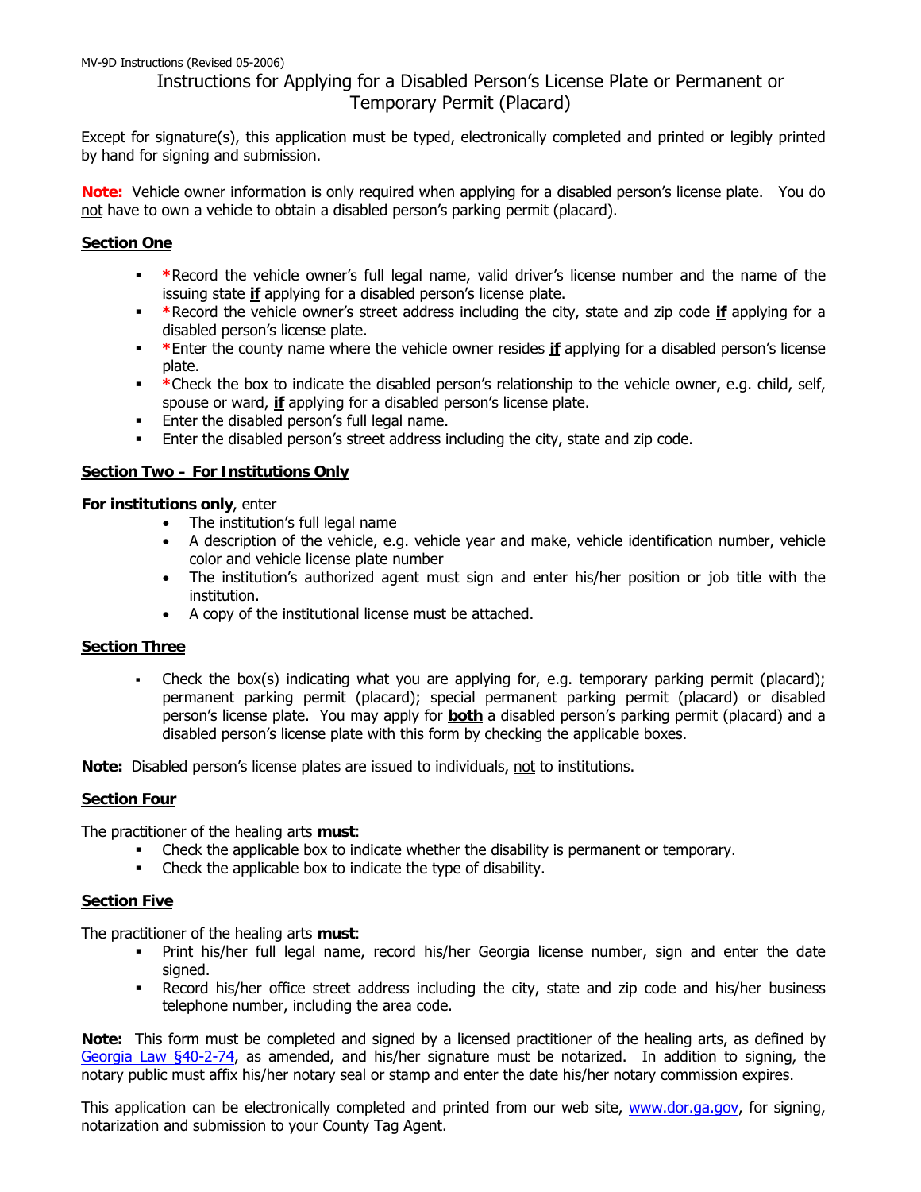MV-9D Instructions (Revised 05-2006)

# Instructions for Applying for a Disabled Person's License Plate or Permanent or Temporary Permit (Placard)

Except for signature(s), this application must be typed, electronically completed and printed or legibly printed by hand for signing and submission.

**Note:** Vehicle owner information is only required when applying for a disabled person's license plate. You do not have to own a vehicle to obtain a disabled person's parking permit (placard).

## Section One

- *Record the vehicle owner's full legal name, valid driver's license number and the name of the issuing state **if** applying for a disabled person's license plate.
- *Record the vehicle owner's street address including the city, state and zip code **if** applying for a disabled person's license plate.
- *Enter the county name where the vehicle owner resides **if** applying for a disabled person's license plate.
- *Check the box to indicate the disabled person's relationship to the vehicle owner, e.g. child, self, spouse or ward, **if** applying for a disabled person's license plate.
- Enter the disabled person's full legal name.
- Enter the disabled person's street address including the city, state and zip code.

## Section Two – For Institutions Only

**For institutions only**, enter

- The institution's full legal name
- A description of the vehicle, e.g. vehicle year and make, vehicle identification number, vehicle color and vehicle license plate number
- The institution's authorized agent must sign and enter his/her position or job title with the institution.
- A copy of the institutional license must be attached.

## Section Three

- Check the box(s) indicating what you are applying for, e.g. temporary parking permit (placard); permanent parking permit (placard); special permanent parking permit (placard) or disabled person's license plate. You may apply for **both** a disabled person's parking permit (placard) and a disabled person's license plate with this form by checking the applicable boxes.

**Note:** Disabled person's license plates are issued to individuals, not to institutions.

## Section Four

The practitioner of the healing arts **must**:

- Check the applicable box to indicate whether the disability is permanent or temporary.
- Check the applicable box to indicate the type of disability.

## Section Five

The practitioner of the healing arts **must**:

- Print his/her full legal name, record his/her Georgia license number, sign and enter the date signed.
- Record his/her office street address including the city, state and zip code and his/her business telephone number, including the area code.

**Note:** This form must be completed and signed by a licensed practitioner of the healing arts, as defined by Georgia Law §40-2-74, as amended, and his/her signature must be notarized. In addition to signing, the notary public must affix his/her notary seal or stamp and enter the date his/her notary commission expires.

This application can be electronically completed and printed from our web site, www.dor.ga.gov, for signing, notarization and submission to your County Tag Agent.